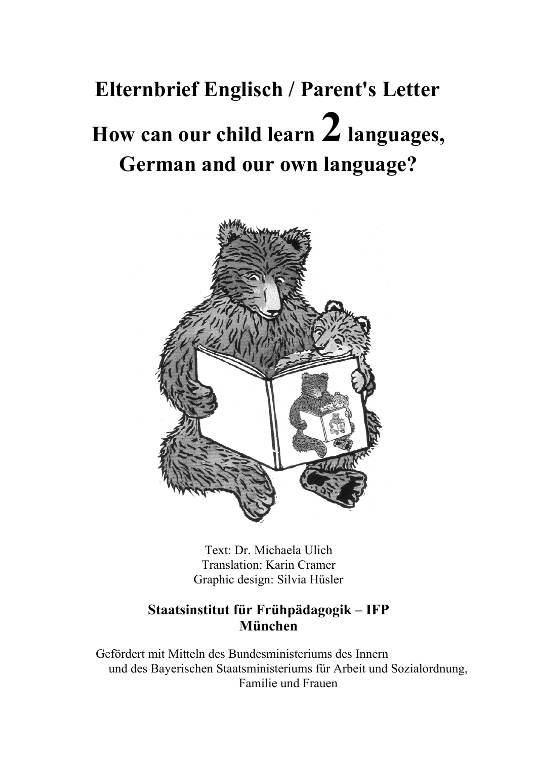# Elternbrief Englisch / Parent's Letter

# How can our child learn 2 languages, German and our own language?

Text: Dr. Michaela Ulich
Translation: Karin Cramer
Graphic design: Silvia Hüsler

**Staatsinstitut für Frühpädagogik – IFP**
**München**

Gefördert mit Mitteln des Bundesministeriums des Innern
und des Bayerischen Staatsministeriums für Arbeit und Sozialordnung,
Familie und Frauen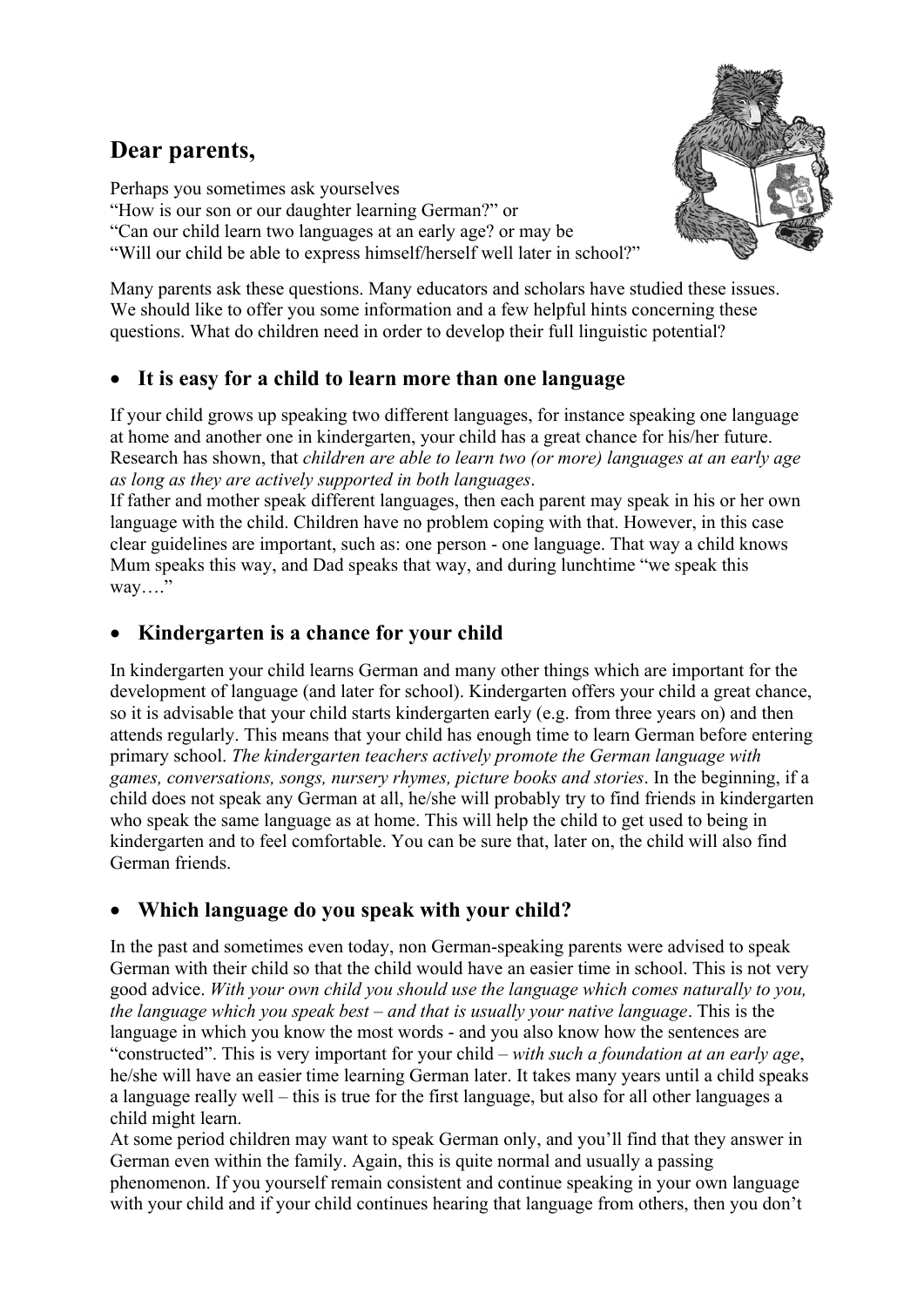## Dear parents,

Perhaps you sometimes ask yourselves
"How is our son or our daughter learning German?" or
"Can our child learn two languages at an early age? or may be
"Will our child be able to express himself/herself well later in school?"

Many parents ask these questions. Many educators and scholars have studied these issues. We should like to offer you some information and a few helpful hints concerning these questions. What do children need in order to develop their full linguistic potential?

### • It is easy for a child to learn more than one language

If your child grows up speaking two different languages, for instance speaking one language at home and another one in kindergarten, your child has a great chance for his/her future. Research has shown, that *children are able to learn two (or more) languages at an early age as long as they are actively supported in both languages*.
If father and mother speak different languages, then each parent may speak in his or her own language with the child. Children have no problem coping with that. However, in this case clear guidelines are important, such as: one person - one language. That way a child knows Mum speaks this way, and Dad speaks that way, and during lunchtime "we speak this way…."

### • Kindergarten is a chance for your child

In kindergarten your child learns German and many other things which are important for the development of language (and later for school). Kindergarten offers your child a great chance, so it is advisable that your child starts kindergarten early (e.g. from three years on) and then attends regularly. This means that your child has enough time to learn German before entering primary school. *The kindergarten teachers actively promote the German language with games, conversations, songs, nursery rhymes, picture books and stories*. In the beginning, if a child does not speak any German at all, he/she will probably try to find friends in kindergarten who speak the same language as at home. This will help the child to get used to being in kindergarten and to feel comfortable. You can be sure that, later on, the child will also find German friends.

### • Which language do you speak with your child?

In the past and sometimes even today, non German-speaking parents were advised to speak German with their child so that the child would have an easier time in school. This is not very good advice. *With your own child you should use the language which comes naturally to you, the language which you speak best – and that is usually your native language*. This is the language in which you know the most words - and you also know how the sentences are "constructed". This is very important for your child – *with such a foundation at an early age*, he/she will have an easier time learning German later. It takes many years until a child speaks a language really well – this is true for the first language, but also for all other languages a child might learn.
At some period children may want to speak German only, and you'll find that they answer in German even within the family. Again, this is quite normal and usually a passing phenomenon. If you yourself remain consistent and continue speaking in your own language with your child and if your child continues hearing that language from others, then you don't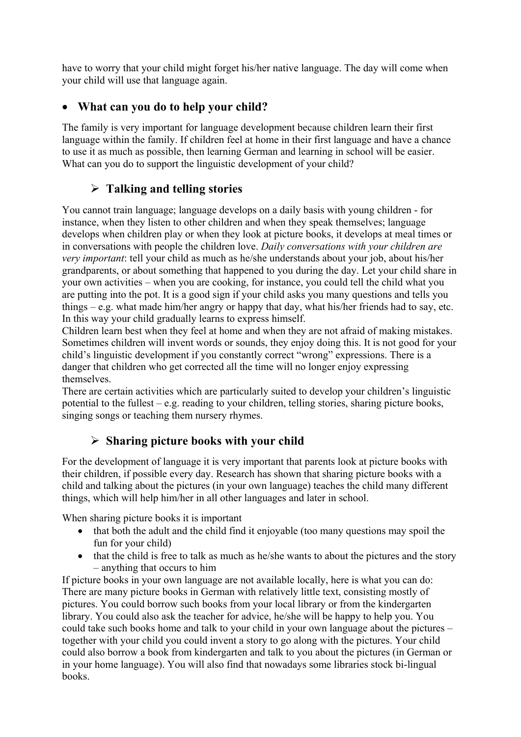have to worry that your child might forget his/her native language. The day will come when your child will use that language again.

## What can you do to help your child?

The family is very important for language development because children learn their first language within the family. If children feel at home in their first language and have a chance to use it as much as possible, then learning German and learning in school will be easier. What can you do to support the linguistic development of your child?

### Talking and telling stories

You cannot train language; language develops on a daily basis with young children - for instance, when they listen to other children and when they speak themselves; language develops when children play or when they look at picture books, it develops at meal times or in conversations with people the children love. *Daily conversations with your children are very important*: tell your child as much as he/she understands about your job, about his/her grandparents, or about something that happened to you during the day. Let your child share in your own activities – when you are cooking, for instance, you could tell the child what you are putting into the pot. It is a good sign if your child asks you many questions and tells you things – e.g. what made him/her angry or happy that day, what his/her friends had to say, etc. In this way your child gradually learns to express himself.

Children learn best when they feel at home and when they are not afraid of making mistakes. Sometimes children will invent words or sounds, they enjoy doing this. It is not good for your child's linguistic development if you constantly correct "wrong" expressions. There is a danger that children who get corrected all the time will no longer enjoy expressing themselves.

There are certain activities which are particularly suited to develop your children's linguistic potential to the fullest – e.g. reading to your children, telling stories, sharing picture books, singing songs or teaching them nursery rhymes.

### Sharing picture books with your child

For the development of language it is very important that parents look at picture books with their children, if possible every day. Research has shown that sharing picture books with a child and talking about the pictures (in your own language) teaches the child many different things, which will help him/her in all other languages and later in school.

When sharing picture books it is important

- that both the adult and the child find it enjoyable (too many questions may spoil the fun for your child)
- that the child is free to talk as much as he/she wants to about the pictures and the story – anything that occurs to him

If picture books in your own language are not available locally, here is what you can do: There are many picture books in German with relatively little text, consisting mostly of pictures. You could borrow such books from your local library or from the kindergarten library. You could also ask the teacher for advice, he/she will be happy to help you. You could take such books home and talk to your child in your own language about the pictures – together with your child you could invent a story to go along with the pictures. Your child could also borrow a book from kindergarten and talk to you about the pictures (in German or in your home language). You will also find that nowadays some libraries stock bi-lingual books.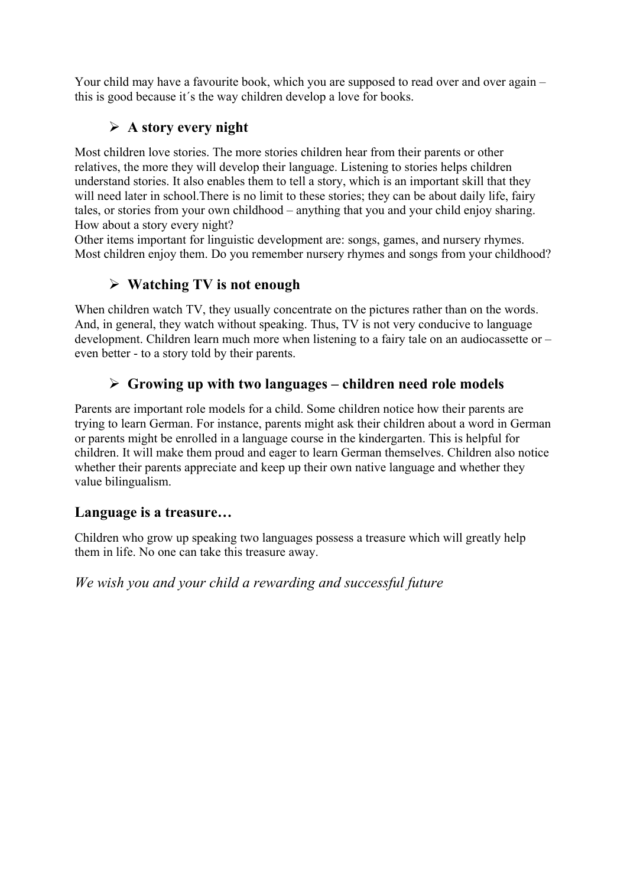Your child may have a favourite book, which you are supposed to read over and over again – this is good because it´s the way children develop a love for books.

- **A story every night**

Most children love stories. The more stories children hear from their parents or other relatives, the more they will develop their language. Listening to stories helps children understand stories. It also enables them to tell a story, which is an important skill that they will need later in school.There is no limit to these stories; they can be about daily life, fairy tales, or stories from your own childhood – anything that you and your child enjoy sharing. How about a story every night?
Other items important for linguistic development are: songs, games, and nursery rhymes. Most children enjoy them. Do you remember nursery rhymes and songs from your childhood?

- **Watching TV is not enough**

When children watch TV, they usually concentrate on the pictures rather than on the words. And, in general, they watch without speaking. Thus, TV is not very conducive to language development. Children learn much more when listening to a fairy tale on an audiocassette or – even better - to a story told by their parents.

- **Growing up with two languages – children need role models**

Parents are important role models for a child. Some children notice how their parents are trying to learn German. For instance, parents might ask their children about a word in German or parents might be enrolled in a language course in the kindergarten. This is helpful for children. It will make them proud and eager to learn German themselves. Children also notice whether their parents appreciate and keep up their own native language and whether they value bilingualism.

## Language is a treasure…

Children who grow up speaking two languages possess a treasure which will greatly help them in life. No one can take this treasure away.

*We wish you and your child a rewarding and successful future*